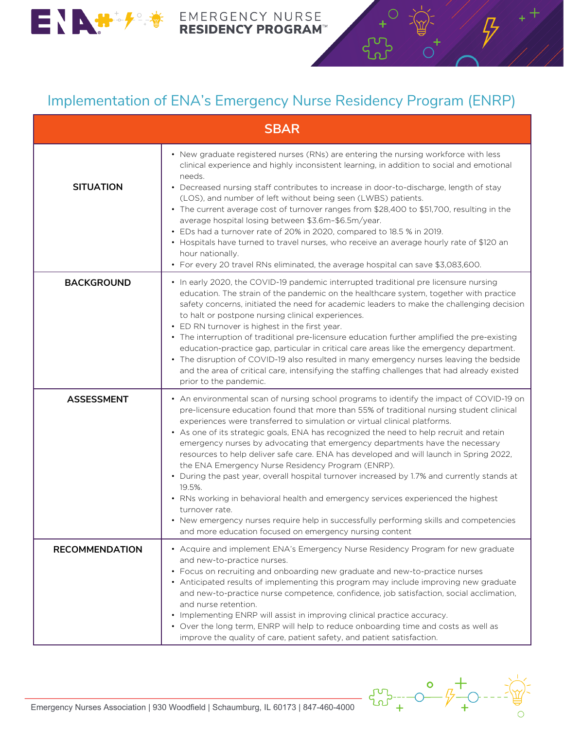EMERGENCY NURSE **RESIDENCY PROGRAM**™

## Implementation of ENA's Emergency Nurse Residency Program (ENRP)

| SBAR | |
|---|---|
| **SITUATION** | • New graduate registered nurses (RNs) are entering the nursing workforce with less clinical experience and highly inconsistent learning, in addition to social and emotional needs.<br>• Decreased nursing staff contributes to increase in door-to-discharge, length of stay (LOS), and number of left without being seen (LWBS) patients.<br>• The current average cost of turnover ranges from $28,400 to $51,700, resulting in the average hospital losing between $3.6m–$6.5m/year.<br>• EDs had a turnover rate of 20% in 2020, compared to 18.5 % in 2019.<br>• Hospitals have turned to travel nurses, who receive an average hourly rate of $120 an hour nationally.<br>• For every 20 travel RNs eliminated, the average hospital can save $3,083,600. |
| **BACKGROUND** | • In early 2020, the COVID-19 pandemic interrupted traditional pre licensure nursing education. The strain of the pandemic on the healthcare system, together with practice safety concerns, initiated the need for academic leaders to make the challenging decision to halt or postpone nursing clinical experiences.<br>• ED RN turnover is highest in the first year.<br>• The interruption of traditional pre-licensure education further amplified the pre-existing education-practice gap, particular in critical care areas like the emergency department.<br>• The disruption of COVID-19 also resulted in many emergency nurses leaving the bedside and the area of critical care, intensifying the staffing challenges that had already existed prior to the pandemic. |
| **ASSESSMENT** | • An environmental scan of nursing school programs to identify the impact of COVID-19 on pre-licensure education found that more than 55% of traditional nursing student clinical experiences were transferred to simulation or virtual clinical platforms.<br>• As one of its strategic goals, ENA has recognized the need to help recruit and retain emergency nurses by advocating that emergency departments have the necessary resources to help deliver safe care. ENA has developed and will launch in Spring 2022, the ENA Emergency Nurse Residency Program (ENRP).<br>• During the past year, overall hospital turnover increased by 1.7% and currently stands at 19.5%.<br>• RNs working in behavioral health and emergency services experienced the highest turnover rate.<br>• New emergency nurses require help in successfully performing skills and competencies and more education focused on emergency nursing content |
| **RECOMMENDATION** | • Acquire and implement ENA's Emergency Nurse Residency Program for new graduate and new-to-practice nurses.<br>• Focus on recruiting and onboarding new graduate and new-to-practice nurses<br>• Anticipated results of implementing this program may include improving new graduate and new-to-practice nurse competence, confidence, job satisfaction, social acclimation, and nurse retention.<br>• Implementing ENRP will assist in improving clinical practice accuracy.<br>• Over the long term, ENRP will help to reduce onboarding time and costs as well as improve the quality of care, patient safety, and patient satisfaction. |

Emergency Nurses Association | 930 Woodfield | Schaumburg, IL 60173 | 847-460-4000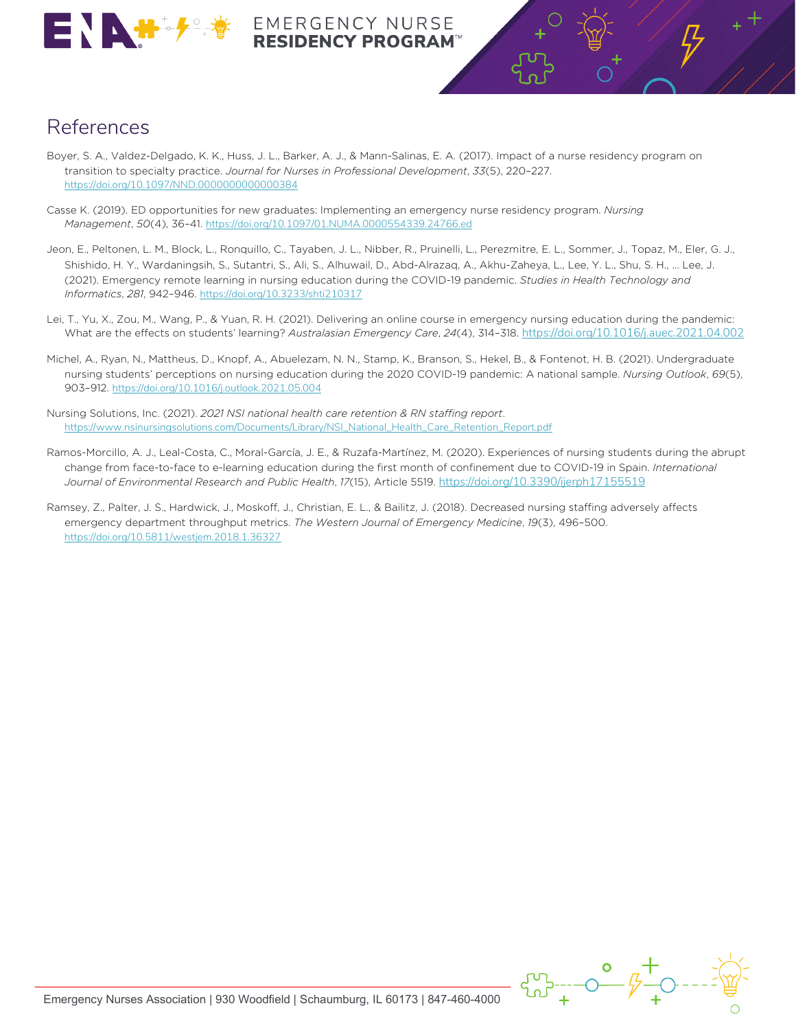# References

Boyer, S. A., Valdez-Delgado, K. K., Huss, J. L., Barker, A. J., & Mann-Salinas, E. A. (2017). Impact of a nurse residency program on transition to specialty practice. *Journal for Nurses in Professional Development*, *33*(5), 220–227. https://doi.org/10.1097/NND.0000000000000384

Casse K. (2019). ED opportunities for new graduates: Implementing an emergency nurse residency program. *Nursing Management*, *50*(4), 36–41. https://doi.org/10.1097/01.NUMA.0000554339.24766.ed

Jeon, E., Peltonen, L. M., Block, L., Ronquillo, C., Tayaben, J. L., Nibber, R., Pruinelli, L., Perezmitre, E. L., Sommer, J., Topaz, M., Eler, G. J., Shishido, H. Y., Wardaningsih, S., Sutantri, S., Ali, S., Alhuwail, D., Abd-Alrazaq, A., Akhu-Zaheya, L., Lee, Y. L., Shu, S. H., … Lee, J. (2021). Emergency remote learning in nursing education during the COVID-19 pandemic. *Studies in Health Technology and Informatics*, *281*, 942–946. https://doi.org/10.3233/shti210317

Lei, T., Yu, X., Zou, M., Wang, P., & Yuan, R. H. (2021). Delivering an online course in emergency nursing education during the pandemic: What are the effects on students' learning? *Australasian Emergency Care*, *24*(4), 314–318. https://doi.org/10.1016/j.auec.2021.04.002

Michel, A., Ryan, N., Mattheus, D., Knopf, A., Abuelezam, N. N., Stamp, K., Branson, S., Hekel, B., & Fontenot, H. B. (2021). Undergraduate nursing students' perceptions on nursing education during the 2020 COVID-19 pandemic: A national sample. *Nursing Outlook*, *69*(5), 903–912. https://doi.org/10.1016/j.outlook.2021.05.004

Nursing Solutions, Inc. (2021). *2021 NSI national health care retention & RN staffing report*. https://www.nsinursingsolutions.com/Documents/Library/NSI_National_Health_Care_Retention_Report.pdf

Ramos-Morcillo, A. J., Leal-Costa, C., Moral-García, J. E., & Ruzafa-Martínez, M. (2020). Experiences of nursing students during the abrupt change from face-to-face to e-learning education during the first month of confinement due to COVID-19 in Spain. *International Journal of Environmental Research and Public Health*, *17*(15), Article 5519. https://doi.org/10.3390/ijerph17155519

Ramsey, Z., Palter, J. S., Hardwick, J., Moskoff, J., Christian, E. L., & Bailitz, J. (2018). Decreased nursing staffing adversely affects emergency department throughput metrics. *The Western Journal of Emergency Medicine*, *19*(3), 496–500. https://doi.org/10.5811/westjem.2018.1.36327